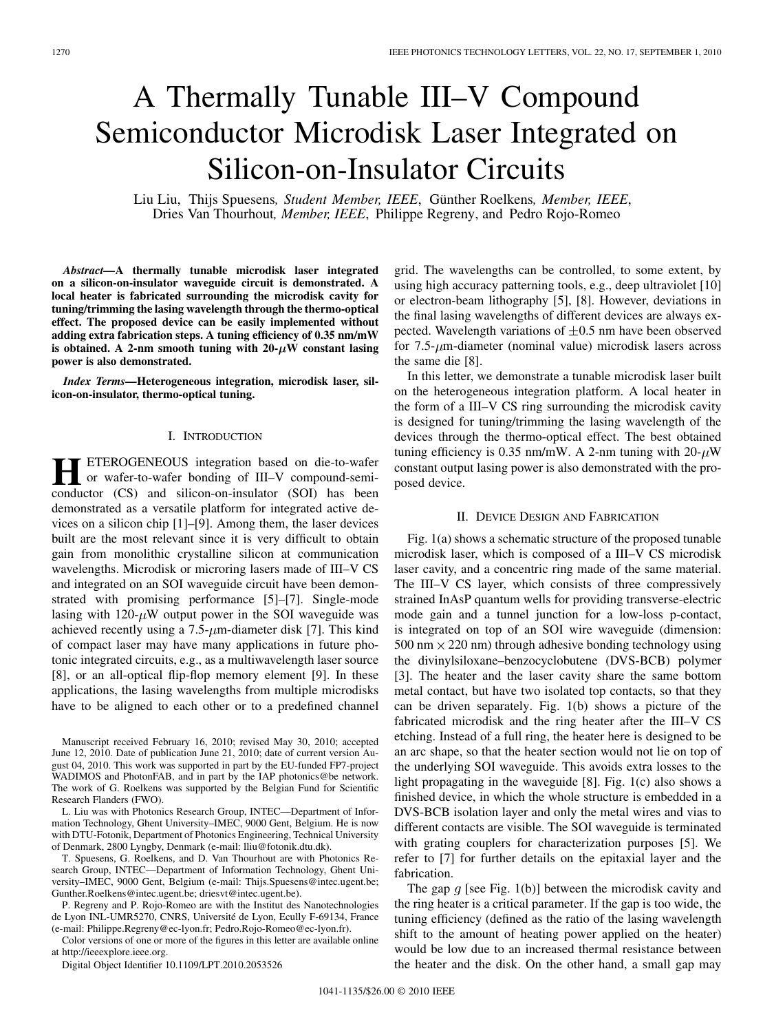# A Thermally Tunable III–V Compound Semiconductor Microdisk Laser Integrated on Silicon-on-Insulator Circuits

Liu Liu, Thijs Spuesens, *Student Member, IEEE*, Günther Roelkens, *Member, IEEE*, Dries Van Thourhout, *Member, IEEE*, Philippe Regreny, and Pedro Rojo-Romeo

***Abstract*—A thermally tunable microdisk laser integrated on a silicon-on-insulator waveguide circuit is demonstrated. A local heater is fabricated surrounding the microdisk cavity for tuning/trimming the lasing wavelength through the thermo-optical effect. The proposed device can be easily implemented without adding extra fabrication steps. A tuning efficiency of 0.35 nm/mW is obtained. A 2-nm smooth tuning with 20-$\mu$W constant lasing power is also demonstrated.**

***Index Terms*—Heterogeneous integration, microdisk laser, silicon-on-insulator, thermo-optical tuning.**

## I. Introduction

HETEROGENEOUS integration based on die-to-wafer or wafer-to-wafer bonding of III–V compound-semiconductor (CS) and silicon-on-insulator (SOI) has been demonstrated as a versatile platform for integrated active devices on a silicon chip [1]–[9]. Among them, the laser devices built are the most relevant since it is very difficult to obtain gain from monolithic crystalline silicon at communication wavelengths. Microdisk or microring lasers made of III–V CS and integrated on an SOI waveguide circuit have been demonstrated with promising performance [5]–[7]. Single-mode lasing with 120-$\mu$W output power in the SOI waveguide was achieved recently using a 7.5-$\mu$m-diameter disk [7]. This kind of compact laser may have many applications in future photonic integrated circuits, e.g., as a multiwavelength laser source [8], or an all-optical flip-flop memory element [9]. In these applications, the lasing wavelengths from multiple microdisks have to be aligned to each other or to a predefined channel grid. The wavelengths can be controlled, to some extent, by using high accuracy patterning tools, e.g., deep ultraviolet [10] or electron-beam lithography [5], [8]. However, deviations in the final lasing wavelengths of different devices are always expected. Wavelength variations of $\pm 0.5$ nm have been observed for 7.5-$\mu$m-diameter (nominal value) microdisk lasers across the same die [8].

In this letter, we demonstrate a tunable microdisk laser built on the heterogeneous integration platform. A local heater in the form of a III–V CS ring surrounding the microdisk cavity is designed for tuning/trimming the lasing wavelength of the devices through the thermo-optical effect. The best obtained tuning efficiency is 0.35 nm/mW. A 2-nm tuning with 20-$\mu$W constant output lasing power is also demonstrated with the proposed device.

## II. Device Design and Fabrication

Fig. 1(a) shows a schematic structure of the proposed tunable microdisk laser, which is composed of a III–V CS microdisk laser cavity, and a concentric ring made of the same material. The III–V CS layer, which consists of three compressively strained InAsP quantum wells for providing transverse-electric mode gain and a tunnel junction for a low-loss p-contact, is integrated on top of an SOI wire waveguide (dimension: 500 nm $\times$ 220 nm) through adhesive bonding technology using the divinylsiloxane–benzocyclobutene (DVS-BCB) polymer [3]. The heater and the laser cavity share the same bottom metal contact, but have two isolated top contacts, so that they can be driven separately. Fig. 1(b) shows a picture of the fabricated microdisk and the ring heater after the III–V CS etching. Instead of a full ring, the heater here is designed to be an arc shape, so that the heater section would not lie on top of the underlying SOI waveguide. This avoids extra losses to the light propagating in the waveguide [8]. Fig. 1(c) also shows a finished device, in which the whole structure is embedded in a DVS-BCB isolation layer and only the metal wires and vias to different contacts are visible. The SOI waveguide is terminated with grating couplers for characterization purposes [5]. We refer to [7] for further details on the epitaxial layer and the fabrication.

The gap $g$ [see Fig. 1(b)] between the microdisk cavity and the ring heater is a critical parameter. If the gap is too wide, the tuning efficiency (defined as the ratio of the lasing wavelength shift to the amount of heating power applied on the heater) would be low due to an increased thermal resistance between the heater and the disk. On the other hand, a small gap may

---

Manuscript received February 16, 2010; revised May 30, 2010; accepted June 12, 2010. Date of publication June 21, 2010; date of current version August 04, 2010. This work was supported in part by the EU-funded FP7-project WADIMOS and PhotonFAB, and in part by the IAP photonics@be network. The work of G. Roelkens was supported by the Belgian Fund for Scientific Research Flanders (FWO).

L. Liu was with Photonics Research Group, INTEC—Department of Information Technology, Ghent University–IMEC, 9000 Gent, Belgium. He is now with DTU-Fotonik, Department of Photonics Engineering, Technical University of Denmark, 2800 Lyngby, Denmark (e-mail: lliu@fotonik.dtu.dk).

T. Spuesens, G. Roelkens, and D. Van Thourhout are with Photonics Research Group, INTEC—Department of Information Technology, Ghent University–IMEC, 9000 Gent, Belgium (e-mail: Thijs.Spuesens@intec.ugent.be; Gunther.Roelkens@intec.ugent.be; driesvt@intec.ugent.be).

P. Regreny and P. Rojo-Romeo are with the Institut des Nanotechnologies de Lyon INL-UMR5270, CNRS, Université de Lyon, Ecully F-69134, France (e-mail: Philippe.Regreny@ec-lyon.fr; Pedro.Rojo-Romeo@ec-lyon.fr).

Color versions of one or more of the figures in this letter are available online at http://ieeexplore.ieee.org.

Digital Object Identifier 10.1109/LPT.2010.2053526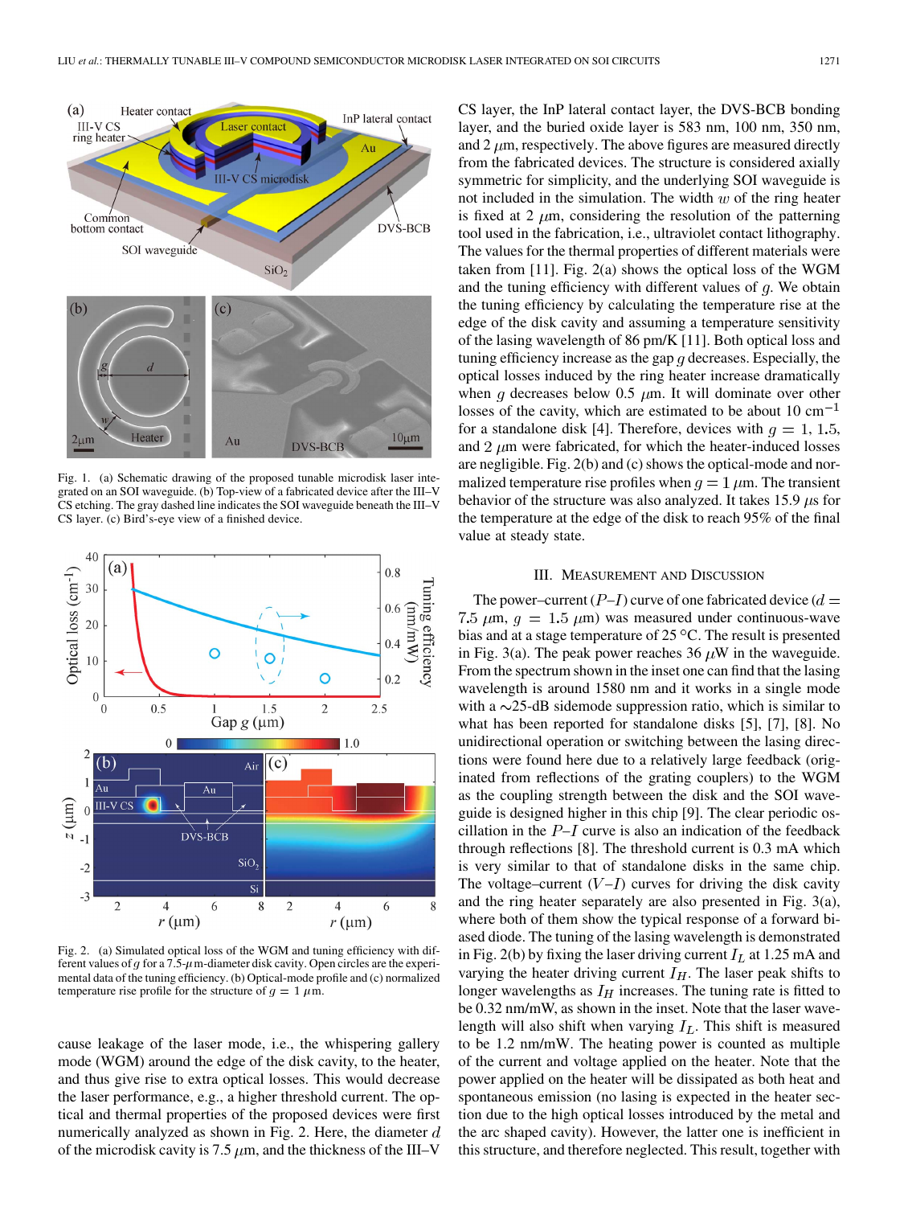Fig. 1. (a) Schematic drawing of the proposed tunable microdisk laser integrated on an SOI waveguide. (b) Top-view of a fabricated device after the III–V CS etching. The gray dashed line indicates the SOI waveguide beneath the III–V CS layer. (c) Bird's-eye view of a finished device.

Fig. 2. (a) Simulated optical loss of the WGM and tuning efficiency with different values of $g$ for a 7.5-$\mu$m-diameter disk cavity. Open circles are the experimental data of the tuning efficiency. (b) Optical-mode profile and (c) normalized temperature rise profile for the structure of $g = 1\ \mu$m.

cause leakage of the laser mode, i.e., the whispering gallery mode (WGM) around the edge of the disk cavity, to the heater, and thus give rise to extra optical losses. This would decrease the laser performance, e.g., a higher threshold current. The optical and thermal properties of the proposed devices were first numerically analyzed as shown in Fig. 2. Here, the diameter $d$ of the microdisk cavity is 7.5 $\mu$m, and the thickness of the III–V CS layer, the InP lateral contact layer, the DVS-BCB bonding layer, and the buried oxide layer is 583 nm, 100 nm, 350 nm, and 2 $\mu$m, respectively. The above figures are measured directly from the fabricated devices. The structure is considered axially symmetric for simplicity, and the underlying SOI waveguide is not included in the simulation. The width $w$ of the ring heater is fixed at 2 $\mu$m, considering the resolution of the patterning tool used in the fabrication, i.e., ultraviolet contact lithography. The values for the thermal properties of different materials were taken from [11]. Fig. 2(a) shows the optical loss of the WGM and the tuning efficiency with different values of $g$. We obtain the tuning efficiency by calculating the temperature rise at the edge of the disk cavity and assuming a temperature sensitivity of the lasing wavelength of 86 pm/K [11]. Both optical loss and tuning efficiency increase as the gap $g$ decreases. Especially, the optical losses induced by the ring heater increase dramatically when $g$ decreases below 0.5 $\mu$m. It will dominate over other losses of the cavity, which are estimated to be about 10 cm$^{-1}$ for a standalone disk [4]. Therefore, devices with $g = 1$, 1.5, and 2 $\mu$m were fabricated, for which the heater-induced losses are negligible. Fig. 2(b) and (c) shows the optical-mode and normalized temperature rise profiles when $g = 1\ \mu$m. The transient behavior of the structure was also analyzed. It takes 15.9 $\mu$s for the temperature at the edge of the disk to reach 95% of the final value at steady state.

## III. Measurement and Discussion

The power–current ($P$–$I$) curve of one fabricated device ($d = 7.5\ \mu$m, $g = 1.5\ \mu$m) was measured under continuous-wave bias and at a stage temperature of 25 °C. The result is presented in Fig. 3(a). The peak power reaches 36 $\mu$W in the waveguide. From the spectrum shown in the inset one can find that the lasing wavelength is around 1580 nm and it works in a single mode with a ~25-dB sidemode suppression ratio, which is similar to what has been reported for standalone disks [5], [7], [8]. No unidirectional operation or switching between the lasing directions were found here due to a relatively large feedback (originated from reflections of the grating couplers) to the WGM as the coupling strength between the disk and the SOI waveguide is designed higher in this chip [9]. The clear periodic oscillation in the $P$–$I$ curve is also an indication of the feedback through reflections [8]. The threshold current is 0.3 mA which is very similar to that of standalone disks in the same chip. The voltage–current ($V$–$I$) curves for driving the disk cavity and the ring heater separately are also presented in Fig. 3(a), where both of them show the typical response of a forward biased diode. The tuning of the lasing wavelength is demonstrated in Fig. 2(b) by fixing the laser driving current $I_L$ at 1.25 mA and varying the heater driving current $I_H$. The laser peak shifts to longer wavelengths as $I_H$ increases. The tuning rate is fitted to be 0.32 nm/mW, as shown in the inset. Note that the laser wavelength will also shift when varying $I_L$. This shift is measured to be 1.2 nm/mW. The heating power is counted as multiple of the current and voltage applied on the heater. Note that the power applied on the heater will be dissipated as both heat and spontaneous emission (no lasing is expected in the heater section due to the high optical losses introduced by the metal and the arc shaped cavity). However, the latter one is inefficient in this structure, and therefore neglected. This result, together with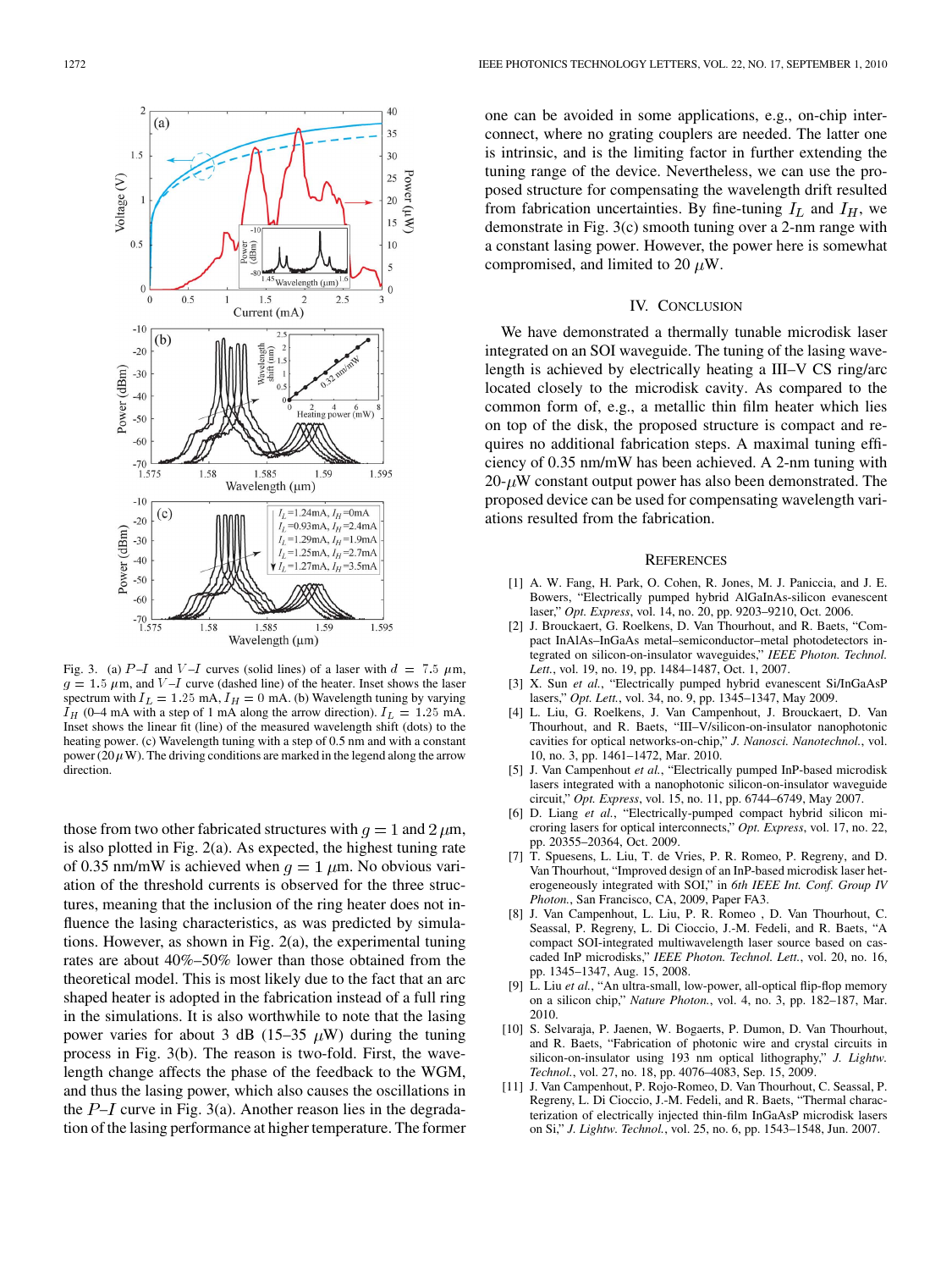(a)

Voltage (V)

Power (μW)

Current (mA)

Power (dBm)

Wavelength (μm)

(b)

Power (dBm)

Wavelength (μm)

Wavelength shift (nm)

0.32 nm/mW

Heating power (mW)

(c)

Power (dBm)

Wavelength (μm)

$I_L$=1.24mA, $I_H$=0mA

$I_L$=0.93mA, $I_H$=2.4mA

$I_L$=1.29mA, $I_H$=1.9mA

$I_L$=1.25mA, $I_H$=2.7mA

$I_L$=1.27mA, $I_H$=3.5mA

Fig. 3. (a) $P$–$I$ and $V$–$I$ curves (solid lines) of a laser with $d = 7.5$ μm, $g = 1.5$ μm, and $V$–$I$ curve (dashed line) of the heater. Inset shows the laser spectrum with $I_L = 1.25$ mA, $I_H = 0$ mA. (b) Wavelength tuning by varying $I_H$ (0–4 mA with a step of 1 mA along the arrow direction). $I_L = 1.25$ mA. Inset shows the linear fit (line) of the measured wavelength shift (dots) to the heating power. (c) Wavelength tuning with a step of 0.5 nm and with a constant power (20 μW). The driving conditions are marked in the legend along the arrow direction.

those from two other fabricated structures with $g = 1$ and $2$ μm, is also plotted in Fig. 2(a). As expected, the highest tuning rate of 0.35 nm/mW is achieved when $g = 1$ μm. No obvious variation of the threshold currents is observed for the three structures, meaning that the inclusion of the ring heater does not influence the lasing characteristics, as was predicted by simulations. However, as shown in Fig. 2(a), the experimental tuning rates are about 40%–50% lower than those obtained from the theoretical model. This is most likely due to the fact that an arc shaped heater is adopted in the fabrication instead of a full ring in the simulations. It is also worthwhile to note that the lasing power varies for about 3 dB (15–35 μW) during the tuning process in Fig. 3(b). The reason is two-fold. First, the wavelength change affects the phase of the feedback to the WGM, and thus the lasing power, which also causes the oscillations in the $P$–$I$ curve in Fig. 3(a). Another reason lies in the degradation of the lasing performance at higher temperature. The former one can be avoided in some applications, e.g., on-chip interconnect, where no grating couplers are needed. The latter one is intrinsic, and is the limiting factor in further extending the tuning range of the device. Nevertheless, we can use the proposed structure for compensating the wavelength drift resulted from fabrication uncertainties. By fine-tuning $I_L$ and $I_H$, we demonstrate in Fig. 3(c) smooth tuning over a 2-nm range with a constant lasing power. However, the power here is somewhat compromised, and limited to 20 μW.

## IV. Conclusion

We have demonstrated a thermally tunable microdisk laser integrated on an SOI waveguide. The tuning of the lasing wavelength is achieved by electrically heating a III–V CS ring/arc located closely to the microdisk cavity. As compared to the common form of, e.g., a metallic thin film heater which lies on top of the disk, the proposed structure is compact and requires no additional fabrication steps. A maximal tuning efficiency of 0.35 nm/mW has been achieved. A 2-nm tuning with 20-μW constant output power has also been demonstrated. The proposed device can be used for compensating wavelength variations resulted from the fabrication.

## References

[1] A. W. Fang, H. Park, O. Cohen, R. Jones, M. J. Paniccia, and J. E. Bowers, "Electrically pumped hybrid AlGaInAs-silicon evanescent laser," *Opt. Express*, vol. 14, no. 20, pp. 9203–9210, Oct. 2006.

[2] J. Brouckaert, G. Roelkens, D. Van Thourhout, and R. Baets, "Compact InAlAs–InGaAs metal–semiconductor–metal photodetectors integrated on silicon-on-insulator waveguides," *IEEE Photon. Technol. Lett.*, vol. 19, no. 19, pp. 1484–1487, Oct. 1, 2007.

[3] X. Sun *et al.*, "Electrically pumped hybrid evanescent Si/InGaAsP lasers," *Opt. Lett.*, vol. 34, no. 9, pp. 1345–1347, May 2009.

[4] L. Liu, G. Roelkens, J. Van Campenhout, J. Brouckaert, D. Van Thourhout, and R. Baets, "III–V/silicon-on-insulator nanophotonic cavities for optical networks-on-chip," *J. Nanosci. Nanotechnol.*, vol. 10, no. 3, pp. 1461–1472, Mar. 2010.

[5] J. Van Campenhout *et al.*, "Electrically pumped InP-based microdisk lasers integrated with a nanophotonic silicon-on-insulator waveguide circuit," *Opt. Express*, vol. 15, no. 11, pp. 6744–6749, May 2007.

[6] D. Liang *et al.*, "Electrically-pumped compact hybrid silicon microring lasers for optical interconnects," *Opt. Express*, vol. 17, no. 22, pp. 20355–20364, Oct. 2009.

[7] T. Spuesens, L. Liu, T. de Vries, P. R. Romeo, P. Regreny, and D. Van Thourhout, "Improved design of an InP-based microdisk laser heterogeneously integrated with SOI," in *6th IEEE Int. Conf. Group IV Photon.*, San Francisco, CA, 2009, Paper FA3.

[8] J. Van Campenhout, L. Liu, P. R. Romeo, D. Van Thourhout, C. Seassal, P. Regreny, L. Di Cioccio, J.-M. Fedeli, and R. Baets, "A compact SOI-integrated multiwavelength laser source based on cascaded InP microdisks," *IEEE Photon. Technol. Lett.*, vol. 20, no. 16, pp. 1345–1347, Aug. 15, 2008.

[9] L. Liu *et al.*, "An ultra-small, low-power, all-optical flip-flop memory on a silicon chip," *Nature Photon.*, vol. 4, no. 3, pp. 182–187, Mar. 2010.

[10] S. Selvaraja, P. Jaenen, W. Bogaerts, P. Dumon, D. Van Thourhout, and R. Baets, "Fabrication of photonic wire and crystal circuits in silicon-on-insulator using 193 nm optical lithography," *J. Lightw. Technol.*, vol. 27, no. 18, pp. 4076–4083, Sep. 15, 2009.

[11] J. Van Campenhout, P. Rojo-Romeo, D. Van Thourhout, C. Seassal, P. Regreny, L. Di Cioccio, J.-M. Fedeli, and R. Baets, "Thermal characterization of electrically injected thin-film InGaAsP microdisk lasers on Si," *J. Lightw. Technol.*, vol. 25, no. 6, pp. 1543–1548, Jun. 2007.